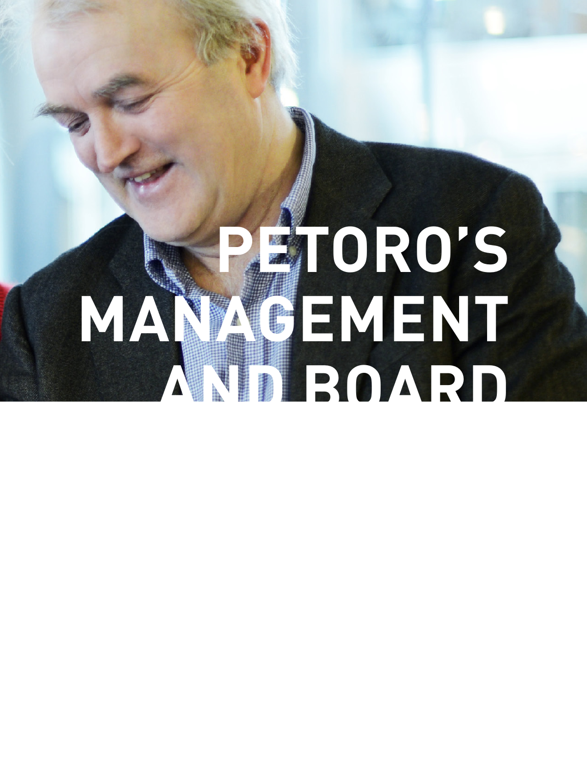# PETORO'S MANAGEMENT AND BOARD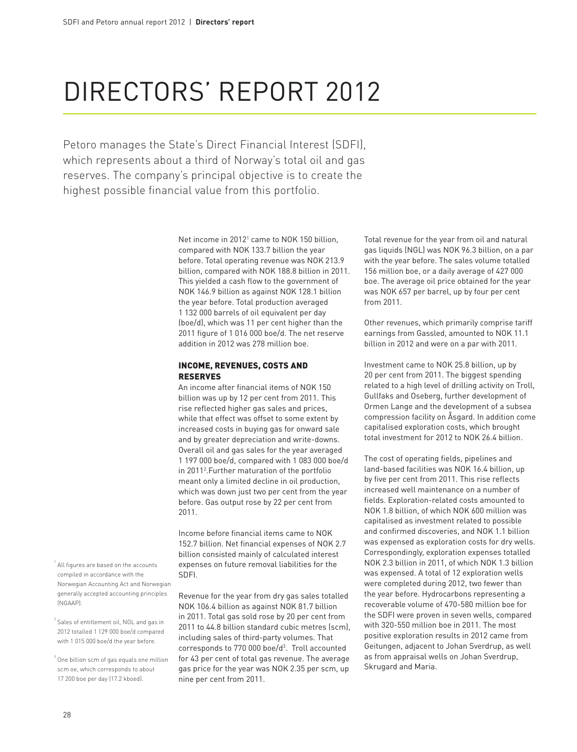# DIRECTORS' REPORT 2012

Petoro manages the State's Direct Financial Interest (SDFI), which represents about a third of Norway's total oil and gas reserves. The company's principal objective is to create the highest possible financial value from this portfolio.

Net income in 2012[1] came to NOK 150 billion, compared with NOK 133.7 billion the year before. Total operating revenue was NOK 213.9 billion, compared with NOK 188.8 billion in 2011. This yielded a cash flow to the government of NOK 146.9 billion as against NOK 128.1 billion the year before. Total production averaged 1 132 000 barrels of oil equivalent per day (boe/d), which was 11 per cent higher than the 2011 figure of 1 016 000 boe/d. The net reserve addition in 2012 was 278 million boe.

## INCOME, REVENUES, COSTS AND RESERVES

An income after financial items of NOK 150 billion was up by 12 per cent from 2011. This rise reflected higher gas sales and prices, while that effect was offset to some extent by increased costs in buying gas for onward sale and by greater depreciation and write-downs. Overall oil and gas sales for the year averaged 1 197 000 boe/d, compared with 1 083 000 boe/d in 2011[2].Further maturation of the portfolio meant only a limited decline in oil production, which was down just two per cent from the year before. Gas output rose by 22 per cent from 2011.

Income before financial items came to NOK 152.7 billion. Net financial expenses of NOK 2.7 billion consisted mainly of calculated interest expenses on future removal liabilities for the SDFI.

Revenue for the year from dry gas sales totalled NOK 106.4 billion as against NOK 81.7 billion in 2011. Total gas sold rose by 20 per cent from 2011 to 44.8 billion standard cubic metres (scm), including sales of third-party volumes. That corresponds to 770 000 boe/d[3]. Troll accounted for 43 per cent of total gas revenue. The average gas price for the year was NOK 2.35 per scm, up nine per cent from 2011.

Total revenue for the year from oil and natural gas liquids (NGL) was NOK 96.3 billion, on a par with the year before. The sales volume totalled 156 million boe, or a daily average of 427 000 boe. The average oil price obtained for the year was NOK 657 per barrel, up by four per cent from 2011.

Other revenues, which primarily comprise tariff earnings from Gassled, amounted to NOK 11.1 billion in 2012 and were on a par with 2011.

Investment came to NOK 25.8 billion, up by 20 per cent from 2011. The biggest spending related to a high level of drilling activity on Troll, Gullfaks and Oseberg, further development of Ormen Lange and the development of a subsea compression facility on Åsgard. In addition come capitalised exploration costs, which brought total investment for 2012 to NOK 26.4 billion.

The cost of operating fields, pipelines and land-based facilities was NOK 16.4 billion, up by five per cent from 2011. This rise reflects increased well maintenance on a number of fields. Exploration-related costs amounted to NOK 1.8 billion, of which NOK 600 million was capitalised as investment related to possible and confirmed discoveries, and NOK 1.1 billion was expensed as exploration costs for dry wells. Correspondingly, exploration expenses totalled NOK 2.3 billion in 2011, of which NOK 1.3 billion was expensed. A total of 12 exploration wells were completed during 2012, two fewer than the year before. Hydrocarbons representing a recoverable volume of 470-580 million boe for the SDFI were proven in seven wells, compared with 320-550 million boe in 2011. The most positive exploration results in 2012 came from Geitungen, adjacent to Johan Sverdrup, as well as from appraisal wells on Johan Sverdrup, Skrugard and Maria.

[1] All figures are based on the accounts compiled in accordance with the Norwegian Accounting Act and Norwegian generally accepted accounting principles (NGAAP).

[2] Sales of entitlement oil, NGL and gas in 2012 totalled 1 129 000 boe/d compared with 1 015 000 boe/d the year before.

[3] One billion scm of gas equals one million scm oe, which corresponds to about 17 200 boe per day (17.2 kboed).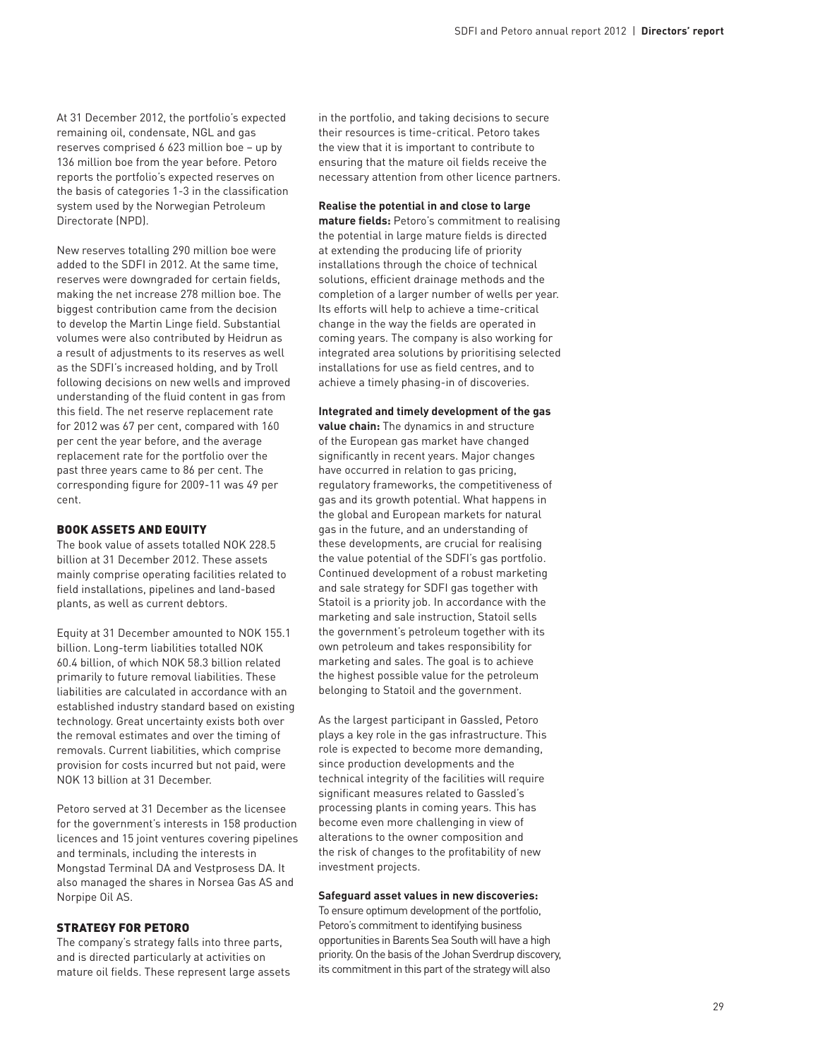At 31 December 2012, the portfolio's expected remaining oil, condensate, NGL and gas reserves comprised 6 623 million boe – up by 136 million boe from the year before. Petoro reports the portfolio's expected reserves on the basis of categories 1-3 in the classification system used by the Norwegian Petroleum Directorate (NPD).

New reserves totalling 290 million boe were added to the SDFI in 2012. At the same time, reserves were downgraded for certain fields, making the net increase 278 million boe. The biggest contribution came from the decision to develop the Martin Linge field. Substantial volumes were also contributed by Heidrun as a result of adjustments to its reserves as well as the SDFI's increased holding, and by Troll following decisions on new wells and improved understanding of the fluid content in gas from this field. The net reserve replacement rate for 2012 was 67 per cent, compared with 160 per cent the year before, and the average replacement rate for the portfolio over the past three years came to 86 per cent. The corresponding figure for 2009-11 was 49 per cent.

## BOOK ASSETS AND EQUITY

The book value of assets totalled NOK 228.5 billion at 31 December 2012. These assets mainly comprise operating facilities related to field installations, pipelines and land-based plants, as well as current debtors.

Equity at 31 December amounted to NOK 155.1 billion. Long-term liabilities totalled NOK 60.4 billion, of which NOK 58.3 billion related primarily to future removal liabilities. These liabilities are calculated in accordance with an established industry standard based on existing technology. Great uncertainty exists both over the removal estimates and over the timing of removals. Current liabilities, which comprise provision for costs incurred but not paid, were NOK 13 billion at 31 December.

Petoro served at 31 December as the licensee for the government's interests in 158 production licences and 15 joint ventures covering pipelines and terminals, including the interests in Mongstad Terminal DA and Vestprosess DA. It also managed the shares in Norsea Gas AS and Norpipe Oil AS.

## STRATEGY FOR PETORO

The company's strategy falls into three parts, and is directed particularly at activities on mature oil fields. These represent large assets in the portfolio, and taking decisions to secure their resources is time-critical. Petoro takes the view that it is important to contribute to ensuring that the mature oil fields receive the necessary attention from other licence partners.

**Realise the potential in and close to large mature fields:** Petoro's commitment to realising the potential in large mature fields is directed at extending the producing life of priority installations through the choice of technical solutions, efficient drainage methods and the completion of a larger number of wells per year. Its efforts will help to achieve a time-critical change in the way the fields are operated in coming years. The company is also working for integrated area solutions by prioritising selected installations for use as field centres, and to achieve a timely phasing-in of discoveries.

**Integrated and timely development of the gas value chain:** The dynamics in and structure of the European gas market have changed significantly in recent years. Major changes have occurred in relation to gas pricing, regulatory frameworks, the competitiveness of gas and its growth potential. What happens in the global and European markets for natural gas in the future, and an understanding of these developments, are crucial for realising the value potential of the SDFI's gas portfolio. Continued development of a robust marketing and sale strategy for SDFI gas together with Statoil is a priority job. In accordance with the marketing and sale instruction, Statoil sells the government's petroleum together with its own petroleum and takes responsibility for marketing and sales. The goal is to achieve the highest possible value for the petroleum belonging to Statoil and the government.

As the largest participant in Gassled, Petoro plays a key role in the gas infrastructure. This role is expected to become more demanding, since production developments and the technical integrity of the facilities will require significant measures related to Gassled's processing plants in coming years. This has become even more challenging in view of alterations to the owner composition and the risk of changes to the profitability of new investment projects.

**Safeguard asset values in new discoveries:** To ensure optimum development of the portfolio, Petoro's commitment to identifying business opportunities in Barents Sea South will have a high priority. On the basis of the Johan Sverdrup discovery, its commitment in this part of the strategy will also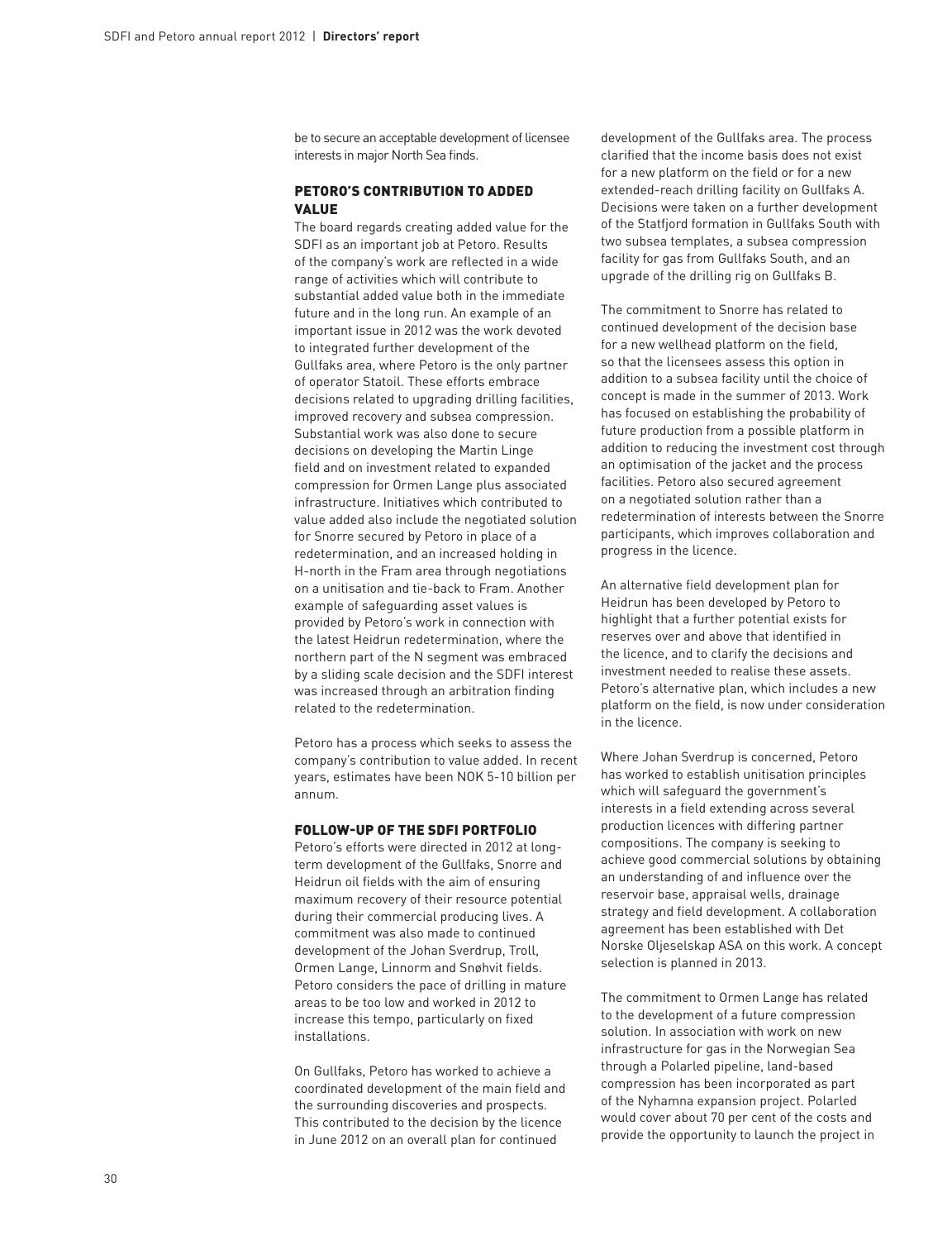be to secure an acceptable development of licensee interests in major North Sea finds.

## PETORO'S CONTRIBUTION TO ADDED VALUE

The board regards creating added value for the SDFI as an important job at Petoro. Results of the company's work are reflected in a wide range of activities which will contribute to substantial added value both in the immediate future and in the long run. An example of an important issue in 2012 was the work devoted to integrated further development of the Gullfaks area, where Petoro is the only partner of operator Statoil. These efforts embrace decisions related to upgrading drilling facilities, improved recovery and subsea compression. Substantial work was also done to secure decisions on developing the Martin Linge field and on investment related to expanded compression for Ormen Lange plus associated infrastructure. Initiatives which contributed to value added also include the negotiated solution for Snorre secured by Petoro in place of a redetermination, and an increased holding in H-north in the Fram area through negotiations on a unitisation and tie-back to Fram. Another example of safeguarding asset values is provided by Petoro's work in connection with the latest Heidrun redetermination, where the northern part of the N segment was embraced by a sliding scale decision and the SDFI interest was increased through an arbitration finding related to the redetermination.

Petoro has a process which seeks to assess the company's contribution to value added. In recent years, estimates have been NOK 5-10 billion per annum.

## FOLLOW-UP OF THE SDFI PORTFOLIO

Petoro's efforts were directed in 2012 at long-term development of the Gullfaks, Snorre and Heidrun oil fields with the aim of ensuring maximum recovery of their resource potential during their commercial producing lives. A commitment was also made to continued development of the Johan Sverdrup, Troll, Ormen Lange, Linnorm and Snøhvit fields. Petoro considers the pace of drilling in mature areas to be too low and worked in 2012 to increase this tempo, particularly on fixed installations.

On Gullfaks, Petoro has worked to achieve a coordinated development of the main field and the surrounding discoveries and prospects. This contributed to the decision by the licence in June 2012 on an overall plan for continued development of the Gullfaks area. The process clarified that the income basis does not exist for a new platform on the field or for a new extended-reach drilling facility on Gullfaks A. Decisions were taken on a further development of the Statfjord formation in Gullfaks South with two subsea templates, a subsea compression facility for gas from Gullfaks South, and an upgrade of the drilling rig on Gullfaks B.

The commitment to Snorre has related to continued development of the decision base for a new wellhead platform on the field, so that the licensees assess this option in addition to a subsea facility until the choice of concept is made in the summer of 2013. Work has focused on establishing the probability of future production from a possible platform in addition to reducing the investment cost through an optimisation of the jacket and the process facilities. Petoro also secured agreement on a negotiated solution rather than a redetermination of interests between the Snorre participants, which improves collaboration and progress in the licence.

An alternative field development plan for Heidrun has been developed by Petoro to highlight that a further potential exists for reserves over and above that identified in the licence, and to clarify the decisions and investment needed to realise these assets. Petoro's alternative plan, which includes a new platform on the field, is now under consideration in the licence.

Where Johan Sverdrup is concerned, Petoro has worked to establish unitisation principles which will safeguard the government's interests in a field extending across several production licences with differing partner compositions. The company is seeking to achieve good commercial solutions by obtaining an understanding of and influence over the reservoir base, appraisal wells, drainage strategy and field development. A collaboration agreement has been established with Det Norske Oljeselskap ASA on this work. A concept selection is planned in 2013.

The commitment to Ormen Lange has related to the development of a future compression solution. In association with work on new infrastructure for gas in the Norwegian Sea through a Polarled pipeline, land-based compression has been incorporated as part of the Nyhamna expansion project. Polarled would cover about 70 per cent of the costs and provide the opportunity to launch the project in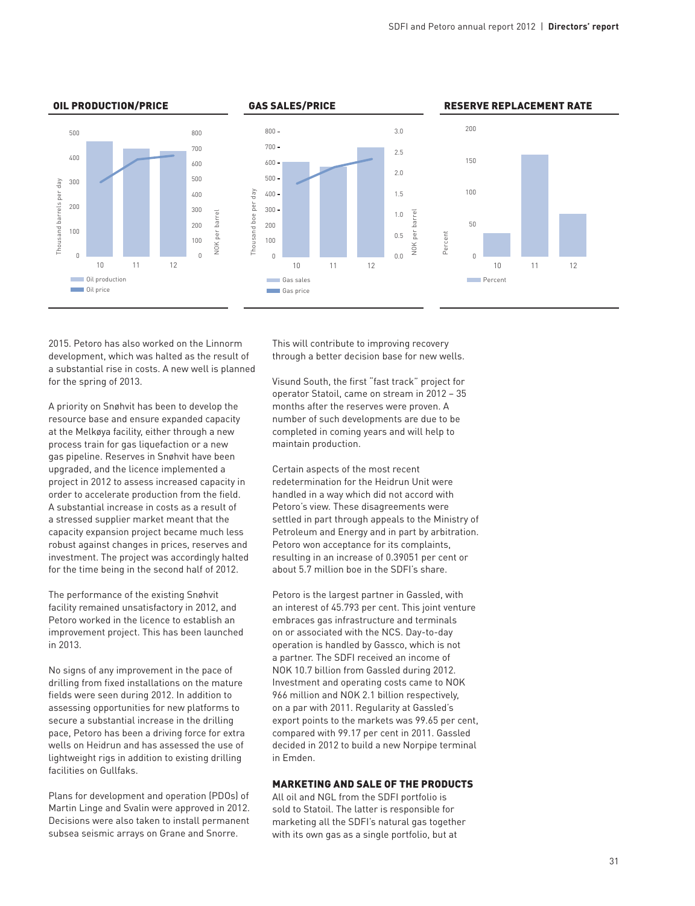## OIL PRODUCTION/PRICE

Thousand barrels per day: 0, 100, 200, 300, 400, 500
NOK per barrel: 0, 100, 200, 300, 400, 500, 600, 700, 800

10 11 12

Oil production
Oil price

## GAS SALES/PRICE

Thousand boe per day: 0, 100, 200, 300, 400, 500, 600, 700, 800
NOK per barrel: 0.0, 0.5, 1.0, 1.5, 2.0, 2.5, 3.0

10 11 12

Gas sales
Gas price

## RESERVE REPLACEMENT RATE

Percent: 0, 50, 100, 150, 200

10 11 12

Percent

2015. Petoro has also worked on the Linnorm development, which was halted as the result of a substantial rise in costs. A new well is planned for the spring of 2013.

A priority on Snøhvit has been to develop the resource base and ensure expanded capacity at the Melkøya facility, either through a new process train for gas liquefaction or a new gas pipeline. Reserves in Snøhvit have been upgraded, and the licence implemented a project in 2012 to assess increased capacity in order to accelerate production from the field. A substantial increase in costs as a result of a stressed supplier market meant that the capacity expansion project became much less robust against changes in prices, reserves and investment. The project was accordingly halted for the time being in the second half of 2012.

The performance of the existing Snøhvit facility remained unsatisfactory in 2012, and Petoro worked in the licence to establish an improvement project. This has been launched in 2013.

No signs of any improvement in the pace of drilling from fixed installations on the mature fields were seen during 2012. In addition to assessing opportunities for new platforms to secure a substantial increase in the drilling pace, Petoro has been a driving force for extra wells on Heidrun and has assessed the use of lightweight rigs in addition to existing drilling facilities on Gullfaks.

Plans for development and operation (PDOs) of Martin Linge and Svalin were approved in 2012. Decisions were also taken to install permanent subsea seismic arrays on Grane and Snorre. This will contribute to improving recovery through a better decision base for new wells.

Visund South, the first "fast track" project for operator Statoil, came on stream in 2012 – 35 months after the reserves were proven. A number of such developments are due to be completed in coming years and will help to maintain production.

Certain aspects of the most recent redetermination for the Heidrun Unit were handled in a way which did not accord with Petoro's view. These disagreements were settled in part through appeals to the Ministry of Petroleum and Energy and in part by arbitration. Petoro won acceptance for its complaints, resulting in an increase of 0.39051 per cent or about 5.7 million boe in the SDFI's share.

Petoro is the largest partner in Gassled, with an interest of 45.793 per cent. This joint venture embraces gas infrastructure and terminals on or associated with the NCS. Day-to-day operation is handled by Gassco, which is not a partner. The SDFI received an income of NOK 10.7 billion from Gassled during 2012. Investment and operating costs came to NOK 966 million and NOK 2.1 billion respectively, on a par with 2011. Regularity at Gassled's export points to the markets was 99.65 per cent, compared with 99.17 per cent in 2011. Gassled decided in 2012 to build a new Norpipe terminal in Emden.

### MARKETING AND SALE OF THE PRODUCTS

All oil and NGL from the SDFI portfolio is sold to Statoil. The latter is responsible for marketing all the SDFI's natural gas together with its own gas as a single portfolio, but at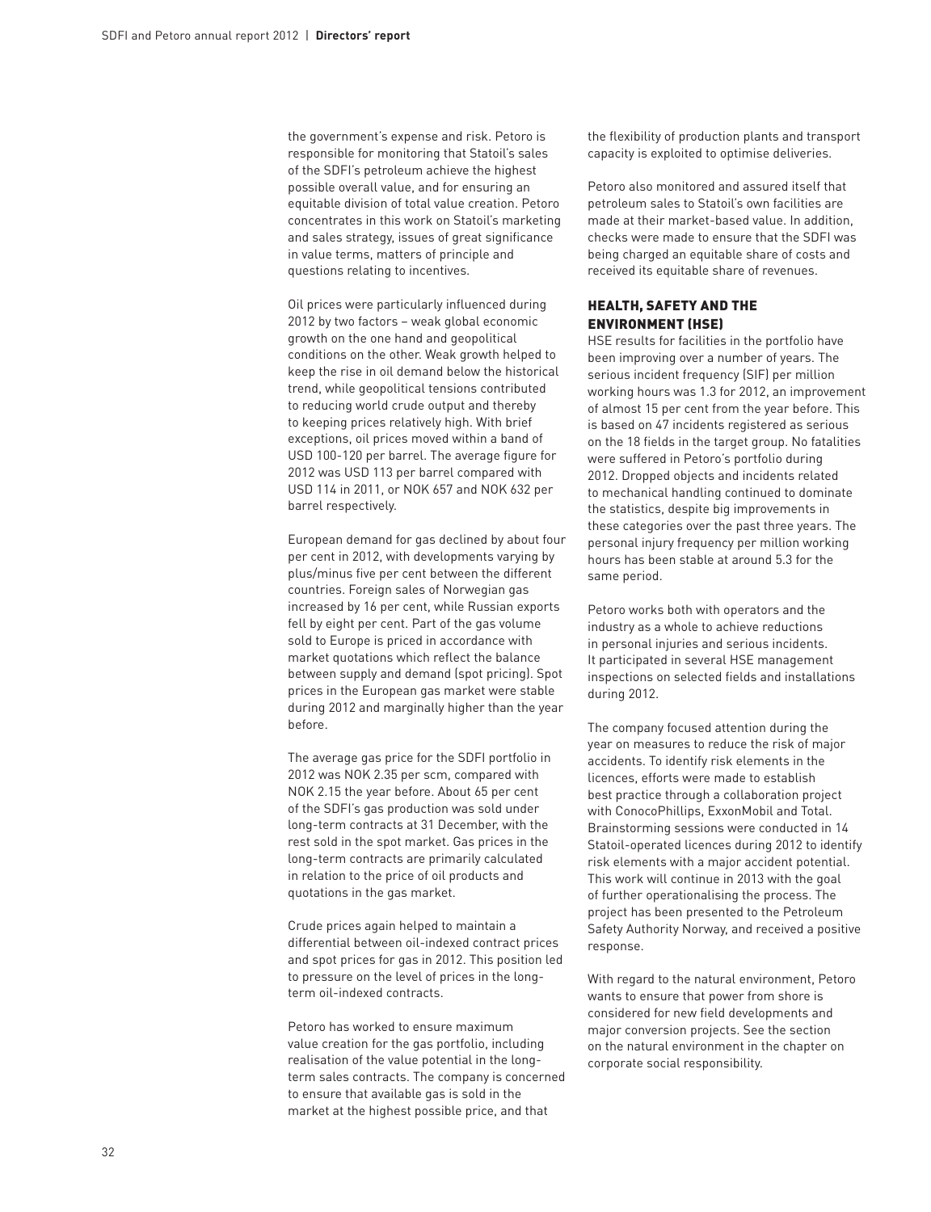the government's expense and risk. Petoro is responsible for monitoring that Statoil's sales of the SDFI's petroleum achieve the highest possible overall value, and for ensuring an equitable division of total value creation. Petoro concentrates in this work on Statoil's marketing and sales strategy, issues of great significance in value terms, matters of principle and questions relating to incentives.

Oil prices were particularly influenced during 2012 by two factors – weak global economic growth on the one hand and geopolitical conditions on the other. Weak growth helped to keep the rise in oil demand below the historical trend, while geopolitical tensions contributed to reducing world crude output and thereby to keeping prices relatively high. With brief exceptions, oil prices moved within a band of USD 100-120 per barrel. The average figure for 2012 was USD 113 per barrel compared with USD 114 in 2011, or NOK 657 and NOK 632 per barrel respectively.

European demand for gas declined by about four per cent in 2012, with developments varying by plus/minus five per cent between the different countries. Foreign sales of Norwegian gas increased by 16 per cent, while Russian exports fell by eight per cent. Part of the gas volume sold to Europe is priced in accordance with market quotations which reflect the balance between supply and demand (spot pricing). Spot prices in the European gas market were stable during 2012 and marginally higher than the year before.

The average gas price for the SDFI portfolio in 2012 was NOK 2.35 per scm, compared with NOK 2.15 the year before. About 65 per cent of the SDFI's gas production was sold under long-term contracts at 31 December, with the rest sold in the spot market. Gas prices in the long-term contracts are primarily calculated in relation to the price of oil products and quotations in the gas market.

Crude prices again helped to maintain a differential between oil-indexed contract prices and spot prices for gas in 2012. This position led to pressure on the level of prices in the long-term oil-indexed contracts.

Petoro has worked to ensure maximum value creation for the gas portfolio, including realisation of the value potential in the long-term sales contracts. The company is concerned to ensure that available gas is sold in the market at the highest possible price, and that the flexibility of production plants and transport capacity is exploited to optimise deliveries.

Petoro also monitored and assured itself that petroleum sales to Statoil's own facilities are made at their market-based value. In addition, checks were made to ensure that the SDFI was being charged an equitable share of costs and received its equitable share of revenues.

## HEALTH, SAFETY AND THE ENVIRONMENT (HSE)

HSE results for facilities in the portfolio have been improving over a number of years. The serious incident frequency (SIF) per million working hours was 1.3 for 2012, an improvement of almost 15 per cent from the year before. This is based on 47 incidents registered as serious on the 18 fields in the target group. No fatalities were suffered in Petoro's portfolio during 2012. Dropped objects and incidents related to mechanical handling continued to dominate the statistics, despite big improvements in these categories over the past three years. The personal injury frequency per million working hours has been stable at around 5.3 for the same period.

Petoro works both with operators and the industry as a whole to achieve reductions in personal injuries and serious incidents. It participated in several HSE management inspections on selected fields and installations during 2012.

The company focused attention during the year on measures to reduce the risk of major accidents. To identify risk elements in the licences, efforts were made to establish best practice through a collaboration project with ConocoPhillips, ExxonMobil and Total. Brainstorming sessions were conducted in 14 Statoil-operated licences during 2012 to identify risk elements with a major accident potential. This work will continue in 2013 with the goal of further operationalising the process. The project has been presented to the Petroleum Safety Authority Norway, and received a positive response.

With regard to the natural environment, Petoro wants to ensure that power from shore is considered for new field developments and major conversion projects. See the section on the natural environment in the chapter on corporate social responsibility.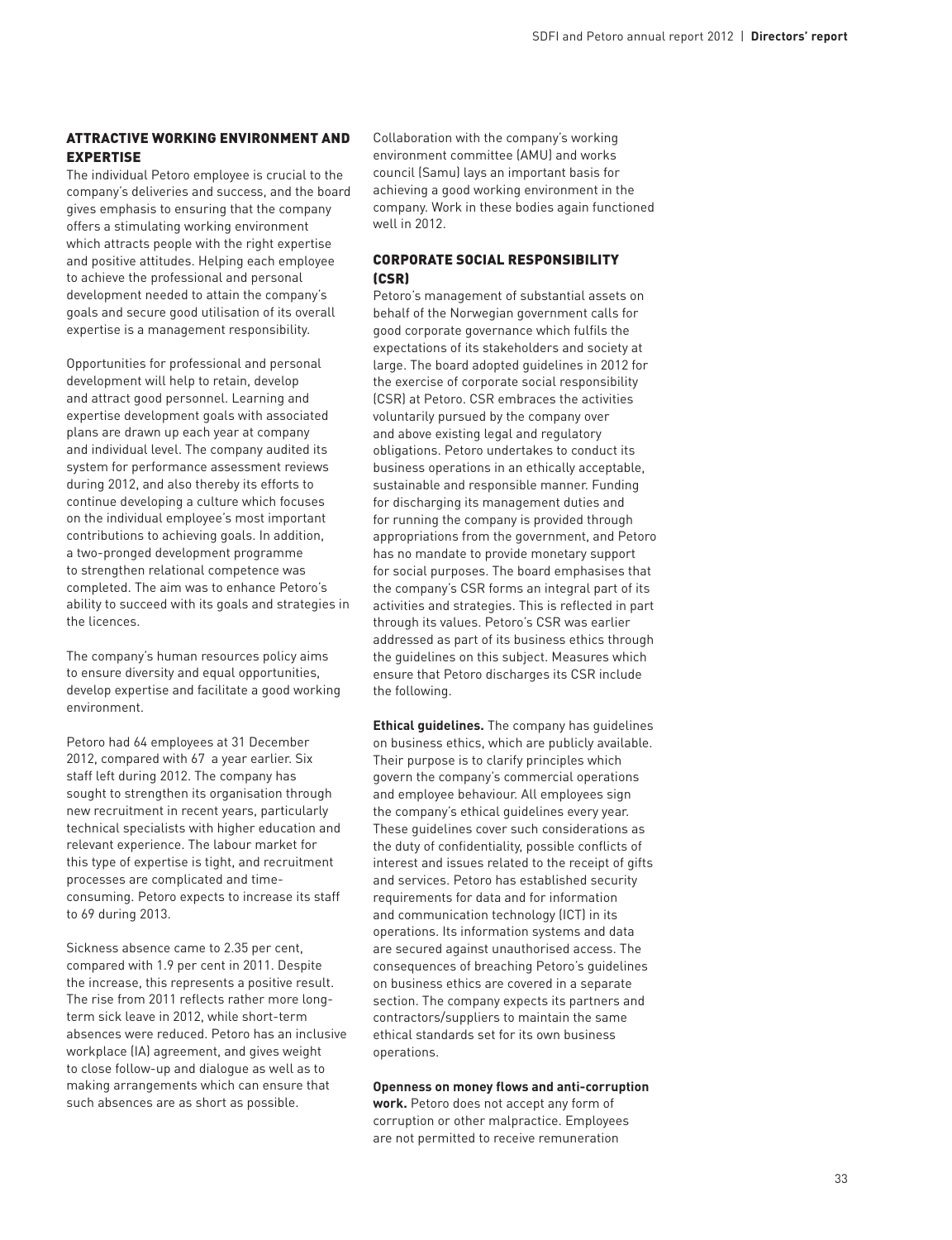## ATTRACTIVE WORKING ENVIRONMENT AND EXPERTISE

The individual Petoro employee is crucial to the company's deliveries and success, and the board gives emphasis to ensuring that the company offers a stimulating working environment which attracts people with the right expertise and positive attitudes. Helping each employee to achieve the professional and personal development needed to attain the company's goals and secure good utilisation of its overall expertise is a management responsibility.

Opportunities for professional and personal development will help to retain, develop and attract good personnel. Learning and expertise development goals with associated plans are drawn up each year at company and individual level. The company audited its system for performance assessment reviews during 2012, and also thereby its efforts to continue developing a culture which focuses on the individual employee's most important contributions to achieving goals. In addition, a two-pronged development programme to strengthen relational competence was completed. The aim was to enhance Petoro's ability to succeed with its goals and strategies in the licences.

The company's human resources policy aims to ensure diversity and equal opportunities, develop expertise and facilitate a good working environment.

Petoro had 64 employees at 31 December 2012, compared with 67 a year earlier. Six staff left during 2012. The company has sought to strengthen its organisation through new recruitment in recent years, particularly technical specialists with higher education and relevant experience. The labour market for this type of expertise is tight, and recruitment processes are complicated and time-consuming. Petoro expects to increase its staff to 69 during 2013.

Sickness absence came to 2.35 per cent, compared with 1.9 per cent in 2011. Despite the increase, this represents a positive result. The rise from 2011 reflects rather more long-term sick leave in 2012, while short-term absences were reduced. Petoro has an inclusive workplace (IA) agreement, and gives weight to close follow-up and dialogue as well as to making arrangements which can ensure that such absences are as short as possible.

Collaboration with the company's working environment committee (AMU) and works council (Samu) lays an important basis for achieving a good working environment in the company. Work in these bodies again functioned well in 2012.

## CORPORATE SOCIAL RESPONSIBILITY (CSR)

Petoro's management of substantial assets on behalf of the Norwegian government calls for good corporate governance which fulfils the expectations of its stakeholders and society at large. The board adopted guidelines in 2012 for the exercise of corporate social responsibility (CSR) at Petoro. CSR embraces the activities voluntarily pursued by the company over and above existing legal and regulatory obligations. Petoro undertakes to conduct its business operations in an ethically acceptable, sustainable and responsible manner. Funding for discharging its management duties and for running the company is provided through appropriations from the government, and Petoro has no mandate to provide monetary support for social purposes. The board emphasises that the company's CSR forms an integral part of its activities and strategies. This is reflected in part through its values. Petoro's CSR was earlier addressed as part of its business ethics through the guidelines on this subject. Measures which ensure that Petoro discharges its CSR include the following.

**Ethical guidelines.** The company has guidelines on business ethics, which are publicly available. Their purpose is to clarify principles which govern the company's commercial operations and employee behaviour. All employees sign the company's ethical guidelines every year. These guidelines cover such considerations as the duty of confidentiality, possible conflicts of interest and issues related to the receipt of gifts and services. Petoro has established security requirements for data and for information and communication technology (ICT) in its operations. Its information systems and data are secured against unauthorised access. The consequences of breaching Petoro's guidelines on business ethics are covered in a separate section. The company expects its partners and contractors/suppliers to maintain the same ethical standards set for its own business operations.

**Openness on money flows and anti-corruption work.** Petoro does not accept any form of corruption or other malpractice. Employees are not permitted to receive remuneration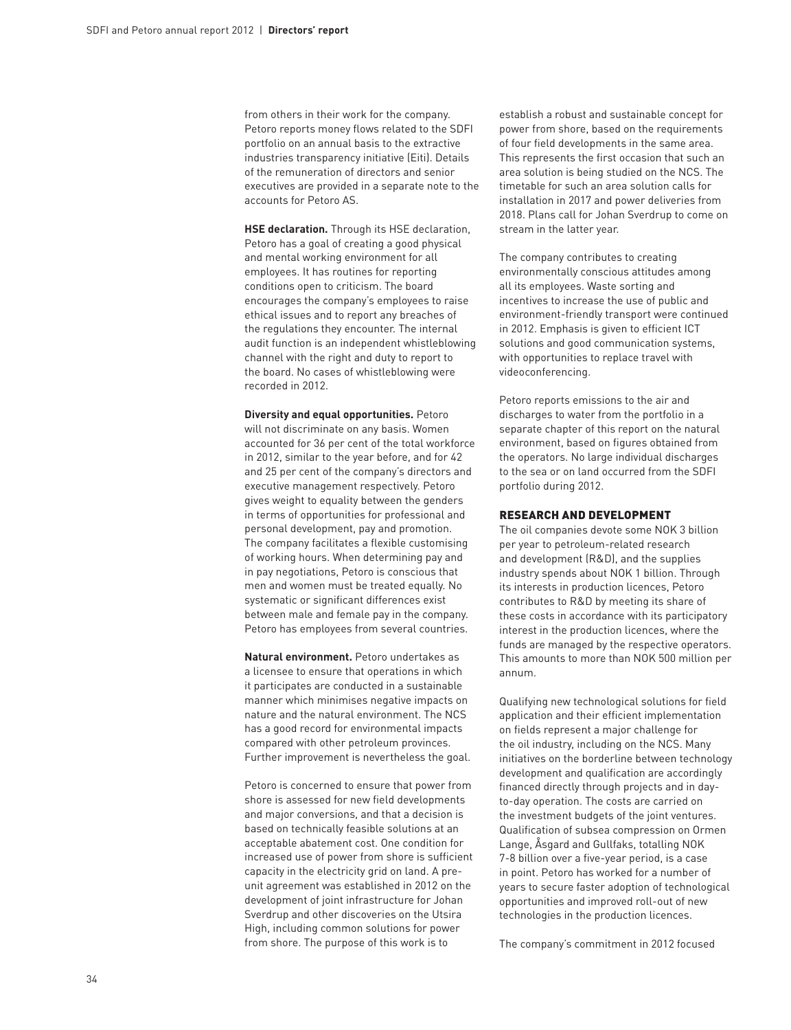from others in their work for the company. Petoro reports money flows related to the SDFI portfolio on an annual basis to the extractive industries transparency initiative (Eiti). Details of the remuneration of directors and senior executives are provided in a separate note to the accounts for Petoro AS.

**HSE declaration.** Through its HSE declaration, Petoro has a goal of creating a good physical and mental working environment for all employees. It has routines for reporting conditions open to criticism. The board encourages the company's employees to raise ethical issues and to report any breaches of the regulations they encounter. The internal audit function is an independent whistleblowing channel with the right and duty to report to the board. No cases of whistleblowing were recorded in 2012.

**Diversity and equal opportunities.** Petoro will not discriminate on any basis. Women accounted for 36 per cent of the total workforce in 2012, similar to the year before, and for 42 and 25 per cent of the company's directors and executive management respectively. Petoro gives weight to equality between the genders in terms of opportunities for professional and personal development, pay and promotion. The company facilitates a flexible customising of working hours. When determining pay and in pay negotiations, Petoro is conscious that men and women must be treated equally. No systematic or significant differences exist between male and female pay in the company. Petoro has employees from several countries.

**Natural environment.** Petoro undertakes as a licensee to ensure that operations in which it participates are conducted in a sustainable manner which minimises negative impacts on nature and the natural environment. The NCS has a good record for environmental impacts compared with other petroleum provinces. Further improvement is nevertheless the goal.

Petoro is concerned to ensure that power from shore is assessed for new field developments and major conversions, and that a decision is based on technically feasible solutions at an acceptable abatement cost. One condition for increased use of power from shore is sufficient capacity in the electricity grid on land. A pre-unit agreement was established in 2012 on the development of joint infrastructure for Johan Sverdrup and other discoveries on the Utsira High, including common solutions for power from shore. The purpose of this work is to establish a robust and sustainable concept for power from shore, based on the requirements of four field developments in the same area. This represents the first occasion that such an area solution is being studied on the NCS. The timetable for such an area solution calls for installation in 2017 and power deliveries from 2018. Plans call for Johan Sverdrup to come on stream in the latter year.

The company contributes to creating environmentally conscious attitudes among all its employees. Waste sorting and incentives to increase the use of public and environment-friendly transport were continued in 2012. Emphasis is given to efficient ICT solutions and good communication systems, with opportunities to replace travel with videoconferencing.

Petoro reports emissions to the air and discharges to water from the portfolio in a separate chapter of this report on the natural environment, based on figures obtained from the operators. No large individual discharges to the sea or on land occurred from the SDFI portfolio during 2012.

## RESEARCH AND DEVELOPMENT

The oil companies devote some NOK 3 billion per year to petroleum-related research and development (R&D), and the supplies industry spends about NOK 1 billion. Through its interests in production licences, Petoro contributes to R&D by meeting its share of these costs in accordance with its participatory interest in the production licences, where the funds are managed by the respective operators. This amounts to more than NOK 500 million per annum.

Qualifying new technological solutions for field application and their efficient implementation on fields represent a major challenge for the oil industry, including on the NCS. Many initiatives on the borderline between technology development and qualification are accordingly financed directly through projects and in day-to-day operation. The costs are carried on the investment budgets of the joint ventures. Qualification of subsea compression on Ormen Lange, Åsgard and Gullfaks, totalling NOK 7-8 billion over a five-year period, is a case in point. Petoro has worked for a number of years to secure faster adoption of technological opportunities and improved roll-out of new technologies in the production licences.

The company's commitment in 2012 focused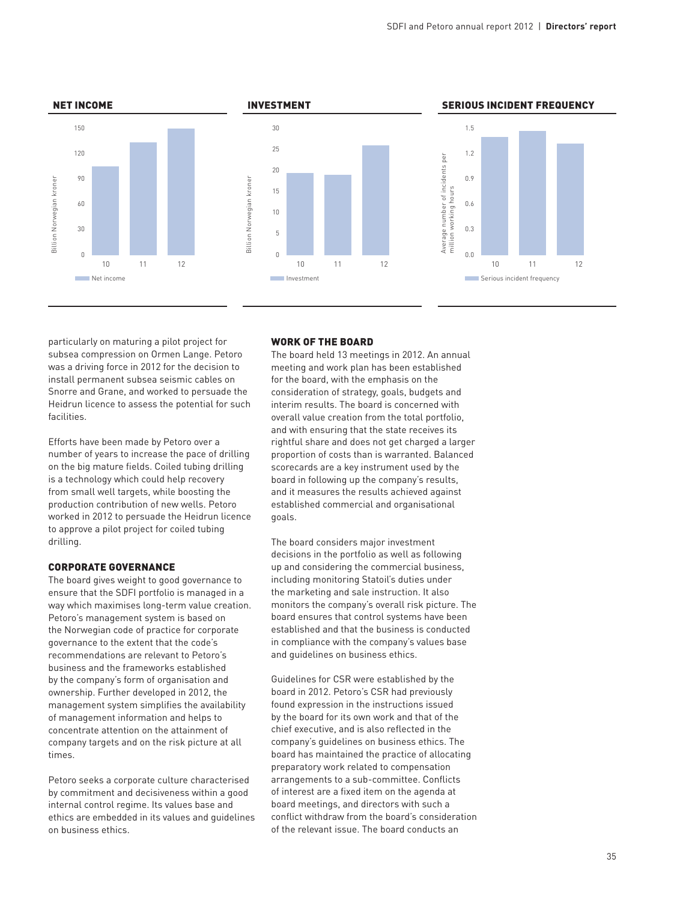## NET INCOME

Billion Norwegian kroner

150, 120, 90, 60, 30, 0

10, 11, 12

Net income

## INVESTMENT

Billion Norwegian kroner

30, 25, 20, 15, 10, 5, 0

10, 11, 12

Investment

## SERIOUS INCIDENT FREQUENCY

Average number of incidents per million working hours

1.5, 1.2, 0.9, 0.6, 0.3, 0.0

10, 11, 12

Serious incident frequency

particularly on maturing a pilot project for subsea compression on Ormen Lange. Petoro was a driving force in 2012 for the decision to install permanent subsea seismic cables on Snorre and Grane, and worked to persuade the Heidrun licence to assess the potential for such facilities.

Efforts have been made by Petoro over a number of years to increase the pace of drilling on the big mature fields. Coiled tubing drilling is a technology which could help recovery from small well targets, while boosting the production contribution of new wells. Petoro worked in 2012 to persuade the Heidrun licence to approve a pilot project for coiled tubing drilling.

### CORPORATE GOVERNANCE

The board gives weight to good governance to ensure that the SDFI portfolio is managed in a way which maximises long-term value creation. Petoro's management system is based on the Norwegian code of practice for corporate governance to the extent that the code's recommendations are relevant to Petoro's business and the frameworks established by the company's form of organisation and ownership. Further developed in 2012, the management system simplifies the availability of management information and helps to concentrate attention on the attainment of company targets and on the risk picture at all times.

Petoro seeks a corporate culture characterised by commitment and decisiveness within a good internal control regime. Its values base and ethics are embedded in its values and guidelines on business ethics.

### WORK OF THE BOARD

The board held 13 meetings in 2012. An annual meeting and work plan has been established for the board, with the emphasis on the consideration of strategy, goals, budgets and interim results. The board is concerned with overall value creation from the total portfolio, and with ensuring that the state receives its rightful share and does not get charged a larger proportion of costs than is warranted. Balanced scorecards are a key instrument used by the board in following up the company's results, and it measures the results achieved against established commercial and organisational goals.

The board considers major investment decisions in the portfolio as well as following up and considering the commercial business, including monitoring Statoil's duties under the marketing and sale instruction. It also monitors the company's overall risk picture. The board ensures that control systems have been established and that the business is conducted in compliance with the company's values base and guidelines on business ethics.

Guidelines for CSR were established by the board in 2012. Petoro's CSR had previously found expression in the instructions issued by the board for its own work and that of the chief executive, and is also reflected in the company's guidelines on business ethics. The board has maintained the practice of allocating preparatory work related to compensation arrangements to a sub-committee. Conflicts of interest are a fixed item on the agenda at board meetings, and directors with such a conflict withdraw from the board's consideration of the relevant issue. The board conducts an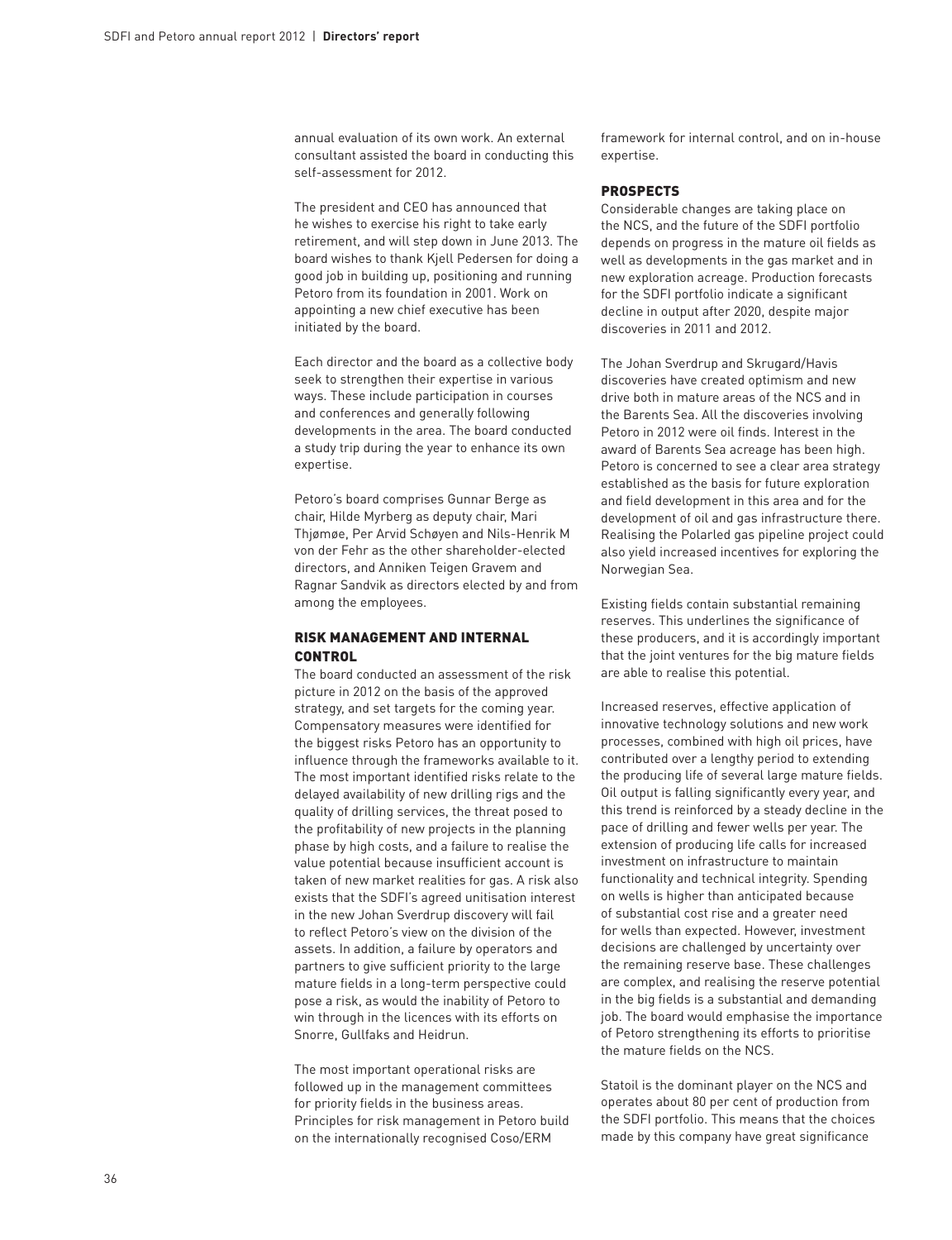annual evaluation of its own work. An external consultant assisted the board in conducting this self-assessment for 2012.

The president and CEO has announced that he wishes to exercise his right to take early retirement, and will step down in June 2013. The board wishes to thank Kjell Pedersen for doing a good job in building up, positioning and running Petoro from its foundation in 2001. Work on appointing a new chief executive has been initiated by the board.

Each director and the board as a collective body seek to strengthen their expertise in various ways. These include participation in courses and conferences and generally following developments in the area. The board conducted a study trip during the year to enhance its own expertise.

Petoro's board comprises Gunnar Berge as chair, Hilde Myrberg as deputy chair, Mari Thjømøe, Per Arvid Schøyen and Nils-Henrik M von der Fehr as the other shareholder-elected directors, and Anniken Teigen Gravem and Ragnar Sandvik as directors elected by and from among the employees.

## RISK MANAGEMENT AND INTERNAL CONTROL

The board conducted an assessment of the risk picture in 2012 on the basis of the approved strategy, and set targets for the coming year. Compensatory measures were identified for the biggest risks Petoro has an opportunity to influence through the frameworks available to it. The most important identified risks relate to the delayed availability of new drilling rigs and the quality of drilling services, the threat posed to the profitability of new projects in the planning phase by high costs, and a failure to realise the value potential because insufficient account is taken of new market realities for gas. A risk also exists that the SDFI's agreed unitisation interest in the new Johan Sverdrup discovery will fail to reflect Petoro's view on the division of the assets. In addition, a failure by operators and partners to give sufficient priority to the large mature fields in a long-term perspective could pose a risk, as would the inability of Petoro to win through in the licences with its efforts on Snorre, Gullfaks and Heidrun.

The most important operational risks are followed up in the management committees for priority fields in the business areas. Principles for risk management in Petoro build on the internationally recognised Coso/ERM framework for internal control, and on in-house expertise.

## PROSPECTS

Considerable changes are taking place on the NCS, and the future of the SDFI portfolio depends on progress in the mature oil fields as well as developments in the gas market and in new exploration acreage. Production forecasts for the SDFI portfolio indicate a significant decline in output after 2020, despite major discoveries in 2011 and 2012.

The Johan Sverdrup and Skrugard/Havis discoveries have created optimism and new drive both in mature areas of the NCS and in the Barents Sea. All the discoveries involving Petoro in 2012 were oil finds. Interest in the award of Barents Sea acreage has been high. Petoro is concerned to see a clear area strategy established as the basis for future exploration and field development in this area and for the development of oil and gas infrastructure there. Realising the Polarled gas pipeline project could also yield increased incentives for exploring the Norwegian Sea.

Existing fields contain substantial remaining reserves. This underlines the significance of these producers, and it is accordingly important that the joint ventures for the big mature fields are able to realise this potential.

Increased reserves, effective application of innovative technology solutions and new work processes, combined with high oil prices, have contributed over a lengthy period to extending the producing life of several large mature fields. Oil output is falling significantly every year, and this trend is reinforced by a steady decline in the pace of drilling and fewer wells per year. The extension of producing life calls for increased investment on infrastructure to maintain functionality and technical integrity. Spending on wells is higher than anticipated because of substantial cost rise and a greater need for wells than expected. However, investment decisions are challenged by uncertainty over the remaining reserve base. These challenges are complex, and realising the reserve potential in the big fields is a substantial and demanding job. The board would emphasise the importance of Petoro strengthening its efforts to prioritise the mature fields on the NCS.

Statoil is the dominant player on the NCS and operates about 80 per cent of production from the SDFI portfolio. This means that the choices made by this company have great significance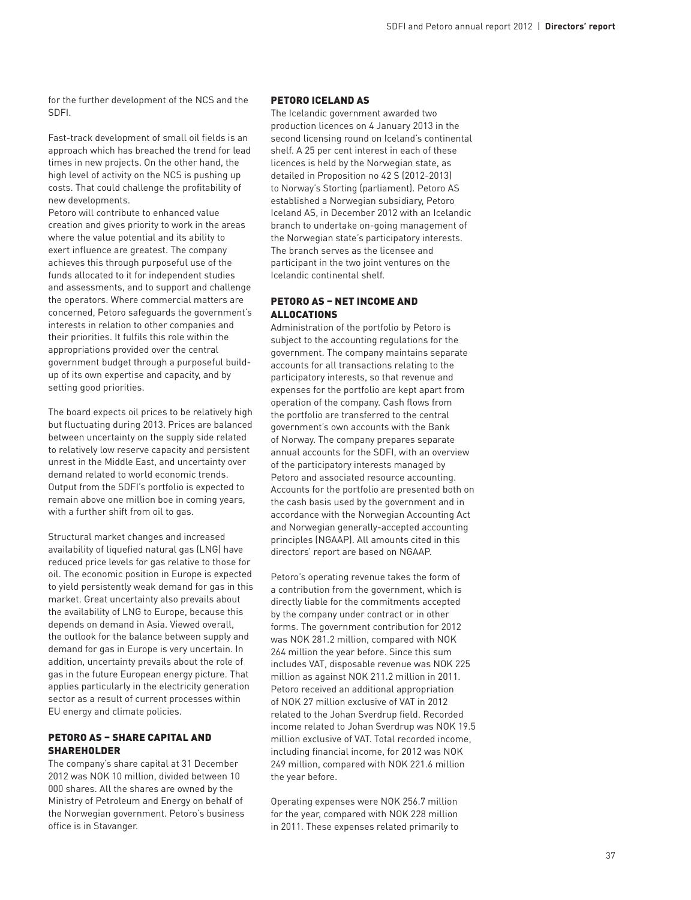for the further development of the NCS and the SDFI.

Fast-track development of small oil fields is an approach which has breached the trend for lead times in new projects. On the other hand, the high level of activity on the NCS is pushing up costs. That could challenge the profitability of new developments.

Petoro will contribute to enhanced value creation and gives priority to work in the areas where the value potential and its ability to exert influence are greatest. The company achieves this through purposeful use of the funds allocated to it for independent studies and assessments, and to support and challenge the operators. Where commercial matters are concerned, Petoro safeguards the government's interests in relation to other companies and their priorities. It fulfils this role within the appropriations provided over the central government budget through a purposeful build-up of its own expertise and capacity, and by setting good priorities.

The board expects oil prices to be relatively high but fluctuating during 2013. Prices are balanced between uncertainty on the supply side related to relatively low reserve capacity and persistent unrest in the Middle East, and uncertainty over demand related to world economic trends. Output from the SDFI's portfolio is expected to remain above one million boe in coming years, with a further shift from oil to gas.

Structural market changes and increased availability of liquefied natural gas (LNG) have reduced price levels for gas relative to those for oil. The economic position in Europe is expected to yield persistently weak demand for gas in this market. Great uncertainty also prevails about the availability of LNG to Europe, because this depends on demand in Asia. Viewed overall, the outlook for the balance between supply and demand for gas in Europe is very uncertain. In addition, uncertainty prevails about the role of gas in the future European energy picture. That applies particularly in the electricity generation sector as a result of current processes within EU energy and climate policies.

## PETORO AS – SHARE CAPITAL AND SHAREHOLDER

The company's share capital at 31 December 2012 was NOK 10 million, divided between 10 000 shares. All the shares are owned by the Ministry of Petroleum and Energy on behalf of the Norwegian government. Petoro's business office is in Stavanger.

## PETORO ICELAND AS

The Icelandic government awarded two production licences on 4 January 2013 in the second licensing round on Iceland's continental shelf. A 25 per cent interest in each of these licences is held by the Norwegian state, as detailed in Proposition no 42 S (2012-2013) to Norway's Storting (parliament). Petoro AS established a Norwegian subsidiary, Petoro Iceland AS, in December 2012 with an Icelandic branch to undertake on-going management of the Norwegian state's participatory interests. The branch serves as the licensee and participant in the two joint ventures on the Icelandic continental shelf.

## PETORO AS – NET INCOME AND ALLOCATIONS

Administration of the portfolio by Petoro is subject to the accounting regulations for the government. The company maintains separate accounts for all transactions relating to the participatory interests, so that revenue and expenses for the portfolio are kept apart from operation of the company. Cash flows from the portfolio are transferred to the central government's own accounts with the Bank of Norway. The company prepares separate annual accounts for the SDFI, with an overview of the participatory interests managed by Petoro and associated resource accounting. Accounts for the portfolio are presented both on the cash basis used by the government and in accordance with the Norwegian Accounting Act and Norwegian generally-accepted accounting principles (NGAAP). All amounts cited in this directors' report are based on NGAAP.

Petoro's operating revenue takes the form of a contribution from the government, which is directly liable for the commitments accepted by the company under contract or in other forms. The government contribution for 2012 was NOK 281.2 million, compared with NOK 264 million the year before. Since this sum includes VAT, disposable revenue was NOK 225 million as against NOK 211.2 million in 2011. Petoro received an additional appropriation of NOK 27 million exclusive of VAT in 2012 related to the Johan Sverdrup field. Recorded income related to Johan Sverdrup was NOK 19.5 million exclusive of VAT. Total recorded income, including financial income, for 2012 was NOK 249 million, compared with NOK 221.6 million the year before.

Operating expenses were NOK 256.7 million for the year, compared with NOK 228 million in 2011. These expenses related primarily to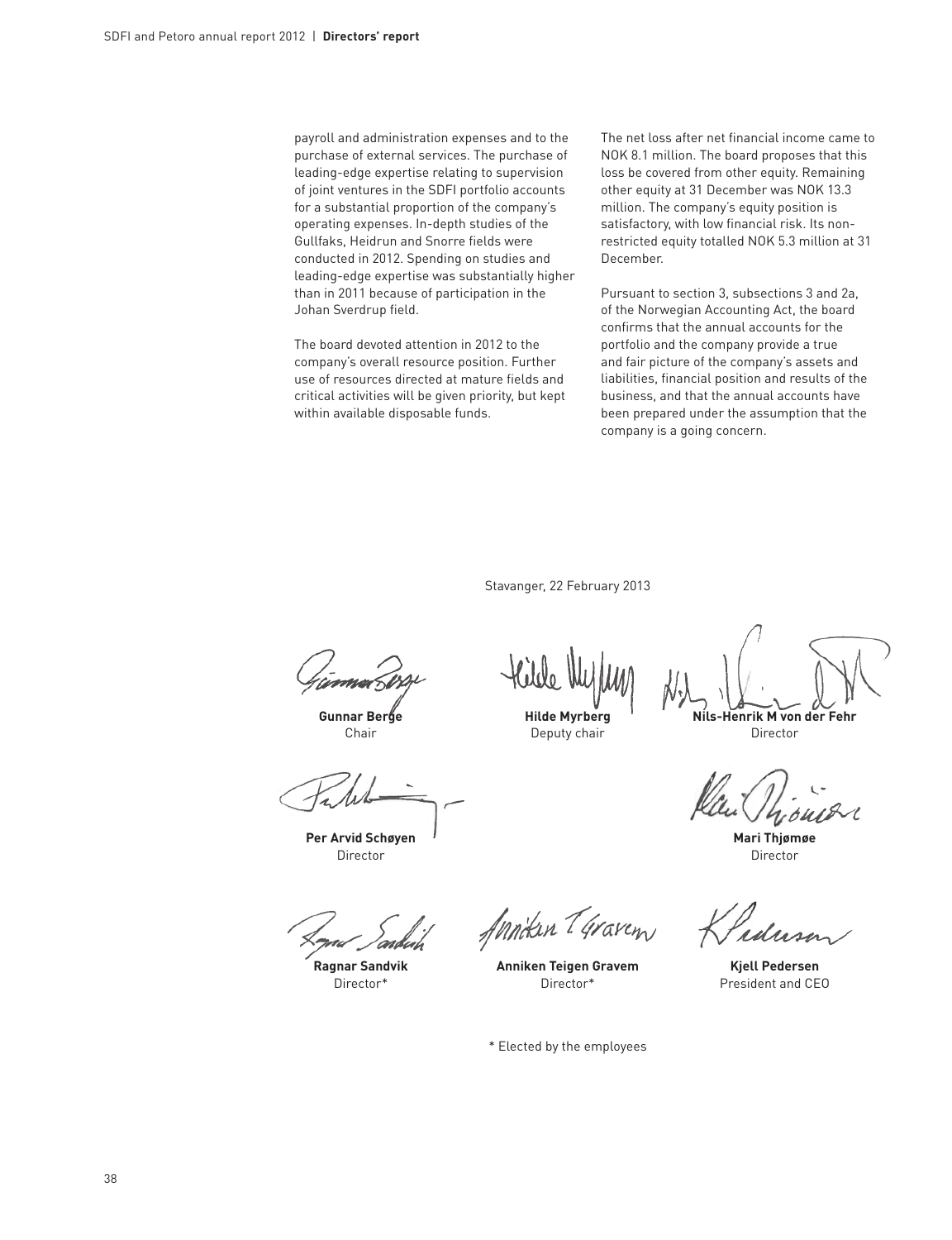payroll and administration expenses and to the purchase of external services. The purchase of leading-edge expertise relating to supervision of joint ventures in the SDFI portfolio accounts for a substantial proportion of the company's operating expenses. In-depth studies of the Gullfaks, Heidrun and Snorre fields were conducted in 2012. Spending on studies and leading-edge expertise was substantially higher than in 2011 because of participation in the Johan Sverdrup field.

The board devoted attention in 2012 to the company's overall resource position. Further use of resources directed at mature fields and critical activities will be given priority, but kept within available disposable funds.

The net loss after net financial income came to NOK 8.1 million. The board proposes that this loss be covered from other equity. Remaining other equity at 31 December was NOK 13.3 million. The company's equity position is satisfactory, with low financial risk. Its non-restricted equity totalled NOK 5.3 million at 31 December.

Pursuant to section 3, subsections 3 and 2a, of the Norwegian Accounting Act, the board confirms that the annual accounts for the portfolio and the company provide a true and fair picture of the company's assets and liabilities, financial position and results of the business, and that the annual accounts have been prepared under the assumption that the company is a going concern.

Stavanger, 22 February 2013

**Gunnar Berge**
Chair

**Hilde Myrberg**
Deputy chair

**Nils-Henrik M von der Fehr**
Director

**Per Arvid Schøyen**
Director

**Mari Thjømøe**
Director

**Ragnar Sandvik**
Director*

**Anniken Teigen Gravem**
Director*

**Kjell Pedersen**
President and CEO

* Elected by the employees